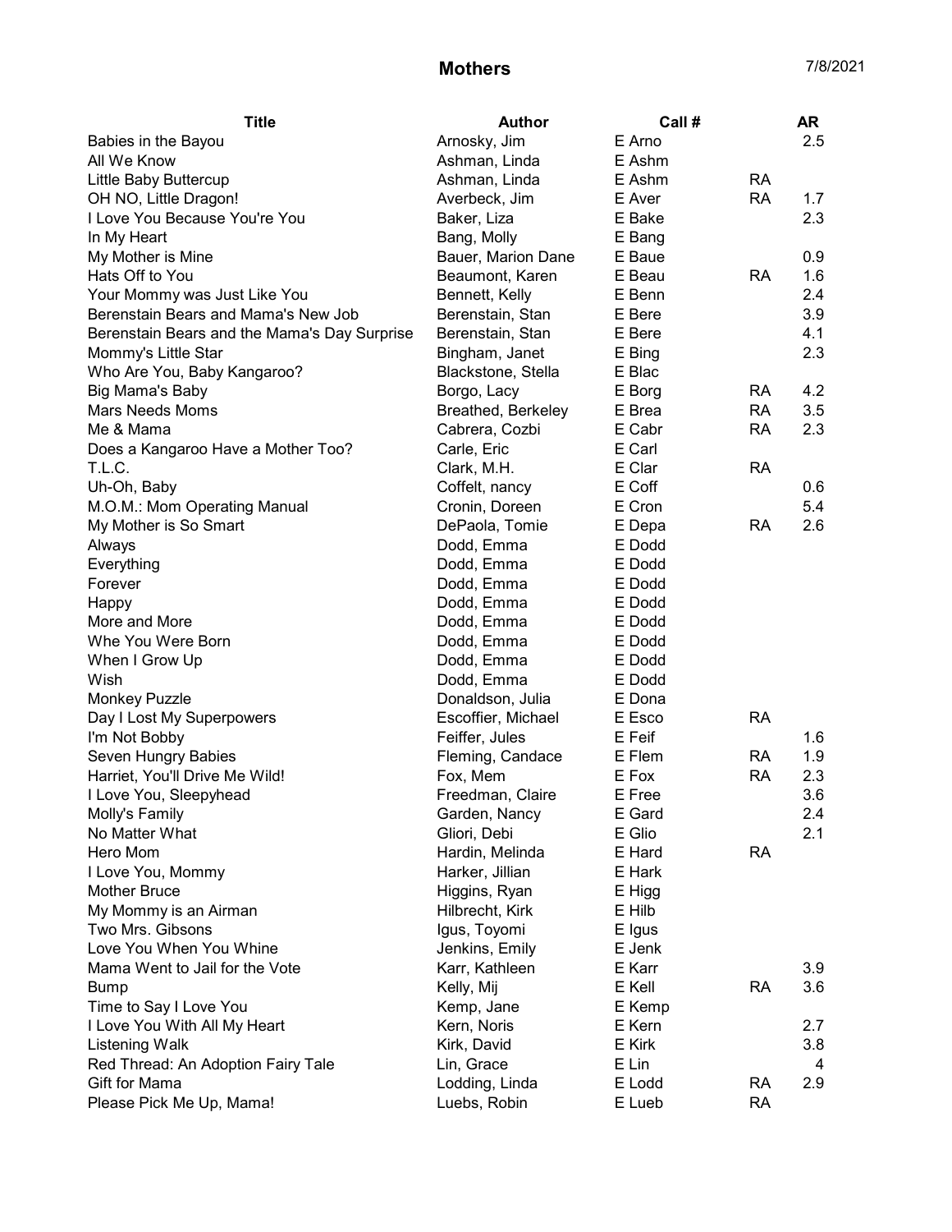# Mothers

7/8/2021

| Title | Author | Call # | | AR |
|---|---|---|---|---|
| Babies in the Bayou | Arnosky, Jim | E Arno | | 2.5 |
| All We Know | Ashman, Linda | E Ashm | | |
| Little Baby Buttercup | Ashman, Linda | E Ashm | RA | |
| OH NO, Little Dragon! | Averbeck, Jim | E Aver | RA | 1.7 |
| I Love You Because You're You | Baker, Liza | E Bake | | 2.3 |
| In My Heart | Bang, Molly | E Bang | | |
| My Mother is Mine | Bauer, Marion Dane | E Baue | | 0.9 |
| Hats Off to You | Beaumont, Karen | E Beau | RA | 1.6 |
| Your Mommy was Just Like You | Bennett, Kelly | E Benn | | 2.4 |
| Berenstain Bears and Mama's New Job | Berenstain, Stan | E Bere | | 3.9 |
| Berenstain Bears and the Mama's Day Surprise | Berenstain, Stan | E Bere | | 4.1 |
| Mommy's Little Star | Bingham, Janet | E Bing | | 2.3 |
| Who Are You, Baby Kangaroo? | Blackstone, Stella | E Blac | | |
| Big Mama's Baby | Borgo, Lacy | E Borg | RA | 4.2 |
| Mars Needs Moms | Breathed, Berkeley | E Brea | RA | 3.5 |
| Me & Mama | Cabrera, Cozbi | E Cabr | RA | 2.3 |
| Does a Kangaroo Have a Mother Too? | Carle, Eric | E Carl | | |
| T.L.C. | Clark, M.H. | E Clar | RA | |
| Uh-Oh, Baby | Coffelt, nancy | E Coff | | 0.6 |
| M.O.M.: Mom Operating Manual | Cronin, Doreen | E Cron | | 5.4 |
| My Mother is So Smart | DePaola, Tomie | E Depa | RA | 2.6 |
| Always | Dodd, Emma | E Dodd | | |
| Everything | Dodd, Emma | E Dodd | | |
| Forever | Dodd, Emma | E Dodd | | |
| Happy | Dodd, Emma | E Dodd | | |
| More and More | Dodd, Emma | E Dodd | | |
| Whe You Were Born | Dodd, Emma | E Dodd | | |
| When I Grow Up | Dodd, Emma | E Dodd | | |
| Wish | Dodd, Emma | E Dodd | | |
| Monkey Puzzle | Donaldson, Julia | E Dona | | |
| Day I Lost My Superpowers | Escoffier, Michael | E Esco | RA | |
| I'm Not Bobby | Feiffer, Jules | E Feif | | 1.6 |
| Seven Hungry Babies | Fleming, Candace | E Flem | RA | 1.9 |
| Harriet, You'll Drive Me Wild! | Fox, Mem | E Fox | RA | 2.3 |
| I Love You, Sleepyhead | Freedman, Claire | E Free | | 3.6 |
| Molly's Family | Garden, Nancy | E Gard | | 2.4 |
| No Matter What | Gliori, Debi | E Glio | | 2.1 |
| Hero Mom | Hardin, Melinda | E Hard | RA | |
| I Love You, Mommy | Harker, Jillian | E Hark | | |
| Mother Bruce | Higgins, Ryan | E Higg | | |
| My Mommy is an Airman | Hilbrecht, Kirk | E Hilb | | |
| Two Mrs. Gibsons | Igus, Toyomi | E Igus | | |
| Love You When You Whine | Jenkins, Emily | E Jenk | | |
| Mama Went to Jail for the Vote | Karr, Kathleen | E Karr | | 3.9 |
| Bump | Kelly, Mij | E Kell | RA | 3.6 |
| Time to Say I Love You | Kemp, Jane | E Kemp | | |
| I Love You With All My Heart | Kern, Noris | E Kern | | 2.7 |
| Listening Walk | Kirk, David | E Kirk | | 3.8 |
| Red Thread: An Adoption Fairy Tale | Lin, Grace | E Lin | | 4 |
| Gift for Mama | Lodding, Linda | E Lodd | RA | 2.9 |
| Please Pick Me Up, Mama! | Luebs, Robin | E Lueb | RA | |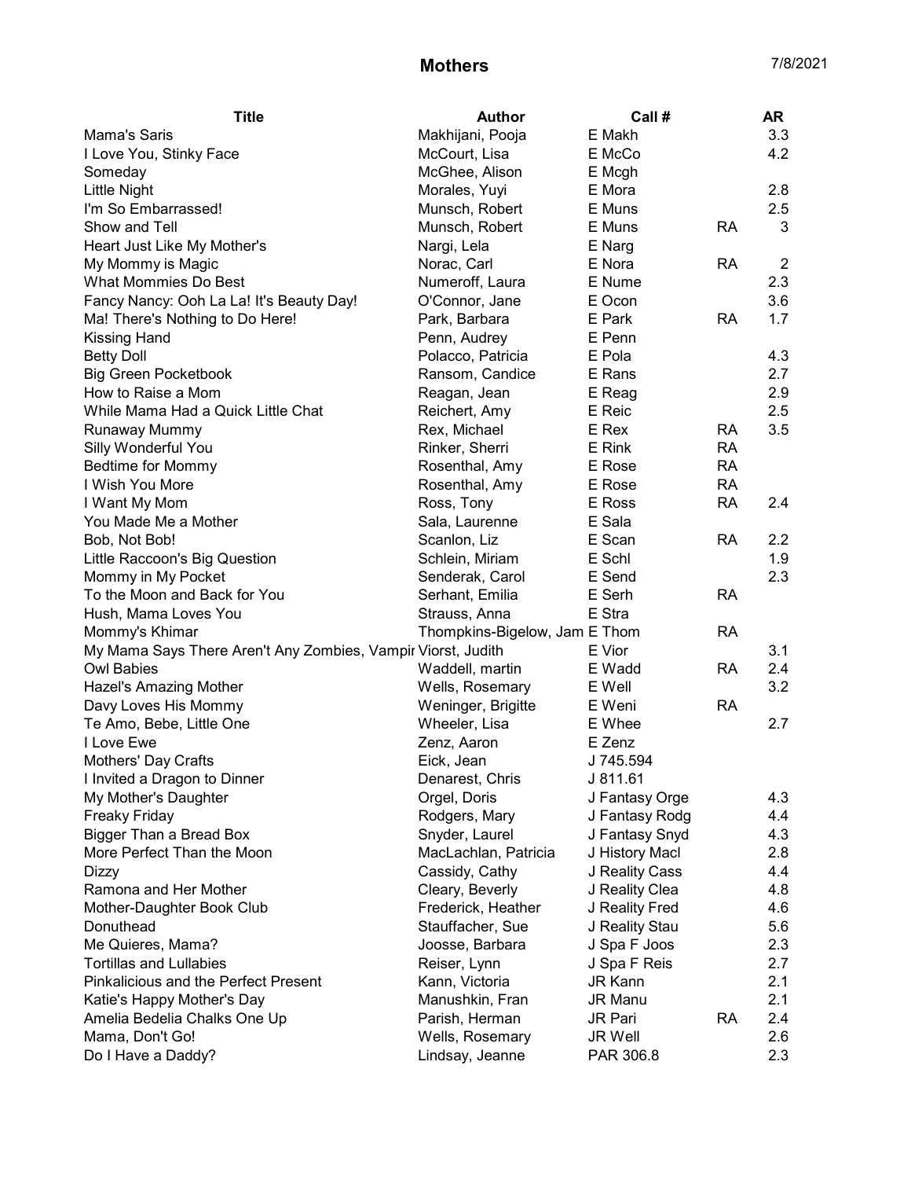# Mothers

7/8/2021

| Title | Author | Call # | | AR |
|---|---|---|---|---|
| Mama's Saris | Makhijani, Pooja | E Makh | | 3.3 |
| I Love You, Stinky Face | McCourt, Lisa | E McCo | | 4.2 |
| Someday | McGhee, Alison | E Mcgh | | |
| Little Night | Morales, Yuyi | E Mora | | 2.8 |
| I'm So Embarrassed! | Munsch, Robert | E Muns | | 2.5 |
| Show and Tell | Munsch, Robert | E Muns | RA | 3 |
| Heart Just Like My Mother's | Nargi, Lela | E Narg | | |
| My Mommy is Magic | Norac, Carl | E Nora | RA | 2 |
| What Mommies Do Best | Numeroff, Laura | E Nume | | 2.3 |
| Fancy Nancy: Ooh La La! It's Beauty Day! | O'Connor, Jane | E Ocon | | 3.6 |
| Ma! There's Nothing to Do Here! | Park, Barbara | E Park | RA | 1.7 |
| Kissing Hand | Penn, Audrey | E Penn | | |
| Betty Doll | Polacco, Patricia | E Pola | | 4.3 |
| Big Green Pocketbook | Ransom, Candice | E Rans | | 2.7 |
| How to Raise a Mom | Reagan, Jean | E Reag | | 2.9 |
| While Mama Had a Quick Little Chat | Reichert, Amy | E Reic | | 2.5 |
| Runaway Mummy | Rex, Michael | E Rex | RA | 3.5 |
| Silly Wonderful You | Rinker, Sherri | E Rink | RA | |
| Bedtime for Mommy | Rosenthal, Amy | E Rose | RA | |
| I Wish You More | Rosenthal, Amy | E Rose | RA | |
| I Want My Mom | Ross, Tony | E Ross | RA | 2.4 |
| You Made Me a Mother | Sala, Laurenne | E Sala | | |
| Bob, Not Bob! | Scanlon, Liz | E Scan | RA | 2.2 |
| Little Raccoon's Big Question | Schlein, Miriam | E Schl | | 1.9 |
| Mommy in My Pocket | Senderak, Carol | E Send | | 2.3 |
| To the Moon and Back for You | Serhant, Emilia | E Serh | RA | |
| Hush, Mama Loves You | Strauss, Anna | E Stra | | |
| Mommy's Khimar | Thompkins-Bigelow, Jam | E Thom | RA | |
| My Mama Says There Aren't Any Zombies, Vampir | Viorst, Judith | E Vior | | 3.1 |
| Owl Babies | Waddell, martin | E Wadd | RA | 2.4 |
| Hazel's Amazing Mother | Wells, Rosemary | E Well | | 3.2 |
| Davy Loves His Mommy | Weninger, Brigitte | E Weni | RA | |
| Te Amo, Bebe, Little One | Wheeler, Lisa | E Whee | | 2.7 |
| I Love Ewe | Zenz, Aaron | E Zenz | | |
| Mothers' Day Crafts | Eick, Jean | J 745.594 | | |
| I Invited a Dragon to Dinner | Denarest, Chris | J 811.61 | | |
| My Mother's Daughter | Orgel, Doris | J Fantasy Orge | | 4.3 |
| Freaky Friday | Rodgers, Mary | J Fantasy Rodg | | 4.4 |
| Bigger Than a Bread Box | Snyder, Laurel | J Fantasy Snyd | | 4.3 |
| More Perfect Than the Moon | MacLachlan, Patricia | J History Macl | | 2.8 |
| Dizzy | Cassidy, Cathy | J Reality Cass | | 4.4 |
| Ramona and Her Mother | Cleary, Beverly | J Reality Clea | | 4.8 |
| Mother-Daughter Book Club | Frederick, Heather | J Reality Fred | | 4.6 |
| Donuthead | Stauffacher, Sue | J Reality Stau | | 5.6 |
| Me Quieres, Mama? | Joosse, Barbara | J Spa F Joos | | 2.3 |
| Tortillas and Lullabies | Reiser, Lynn | J Spa F Reis | | 2.7 |
| Pinkalicious and the Perfect Present | Kann, Victoria | JR Kann | | 2.1 |
| Katie's Happy Mother's Day | Manushkin, Fran | JR Manu | | 2.1 |
| Amelia Bedelia Chalks One Up | Parish, Herman | JR Pari | RA | 2.4 |
| Mama, Don't Go! | Wells, Rosemary | JR Well | | 2.6 |
| Do I Have a Daddy? | Lindsay, Jeanne | PAR 306.8 | | 2.3 |